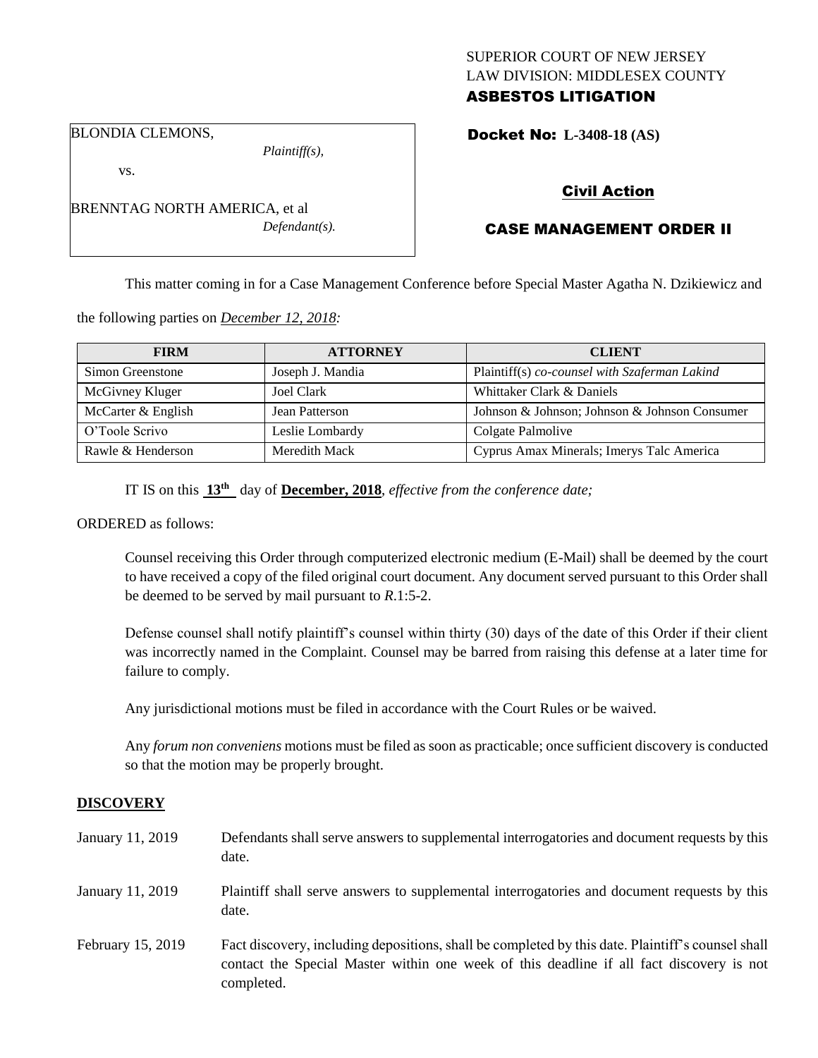SUPERIOR COURT OF NEW JERSEY
LAW DIVISION: MIDDLESEX COUNTY
**ASBESTOS LITIGATION**

BLONDIA CLEMONS,
*Plaintiff(s),*

vs.

BRENNTAG NORTH AMERICA, et al
*Defendant(s).*

**Docket No: L-3408-18 (AS)**

**Civil Action**

**CASE MANAGEMENT ORDER II**

This matter coming in for a Case Management Conference before Special Master Agatha N. Dzikiewicz and the following parties on *December 12, 2018:*

| FIRM | ATTORNEY | CLIENT |
|---|---|---|
| Simon Greenstone | Joseph J. Mandia | Plaintiff(s) *co-counsel with Szaferman Lakind* |
| McGivney Kluger | Joel Clark | Whittaker Clark & Daniels |
| McCarter & English | Jean Patterson | Johnson & Johnson; Johnson & Johnson Consumer |
| O'Toole Scrivo | Leslie Lombardy | Colgate Palmolive |
| Rawle & Henderson | Meredith Mack | Cyprus Amax Minerals; Imerys Talc America |

IT IS on this **13th** day of **December, 2018**, *effective from the conference date;*

ORDERED as follows:

Counsel receiving this Order through computerized electronic medium (E-Mail) shall be deemed by the court to have received a copy of the filed original court document. Any document served pursuant to this Order shall be deemed to be served by mail pursuant to *R*.1:5-2.

Defense counsel shall notify plaintiff's counsel within thirty (30) days of the date of this Order if their client was incorrectly named in the Complaint. Counsel may be barred from raising this defense at a later time for failure to comply.

Any jurisdictional motions must be filed in accordance with the Court Rules or be waived.

Any *forum non conveniens* motions must be filed as soon as practicable; once sufficient discovery is conducted so that the motion may be properly brought.

## DISCOVERY

| | |
|---|---|
| January 11, 2019 | Defendants shall serve answers to supplemental interrogatories and document requests by this date. |
| January 11, 2019 | Plaintiff shall serve answers to supplemental interrogatories and document requests by this date. |
| February 15, 2019 | Fact discovery, including depositions, shall be completed by this date. Plaintiff's counsel shall contact the Special Master within one week of this deadline if all fact discovery is not completed. |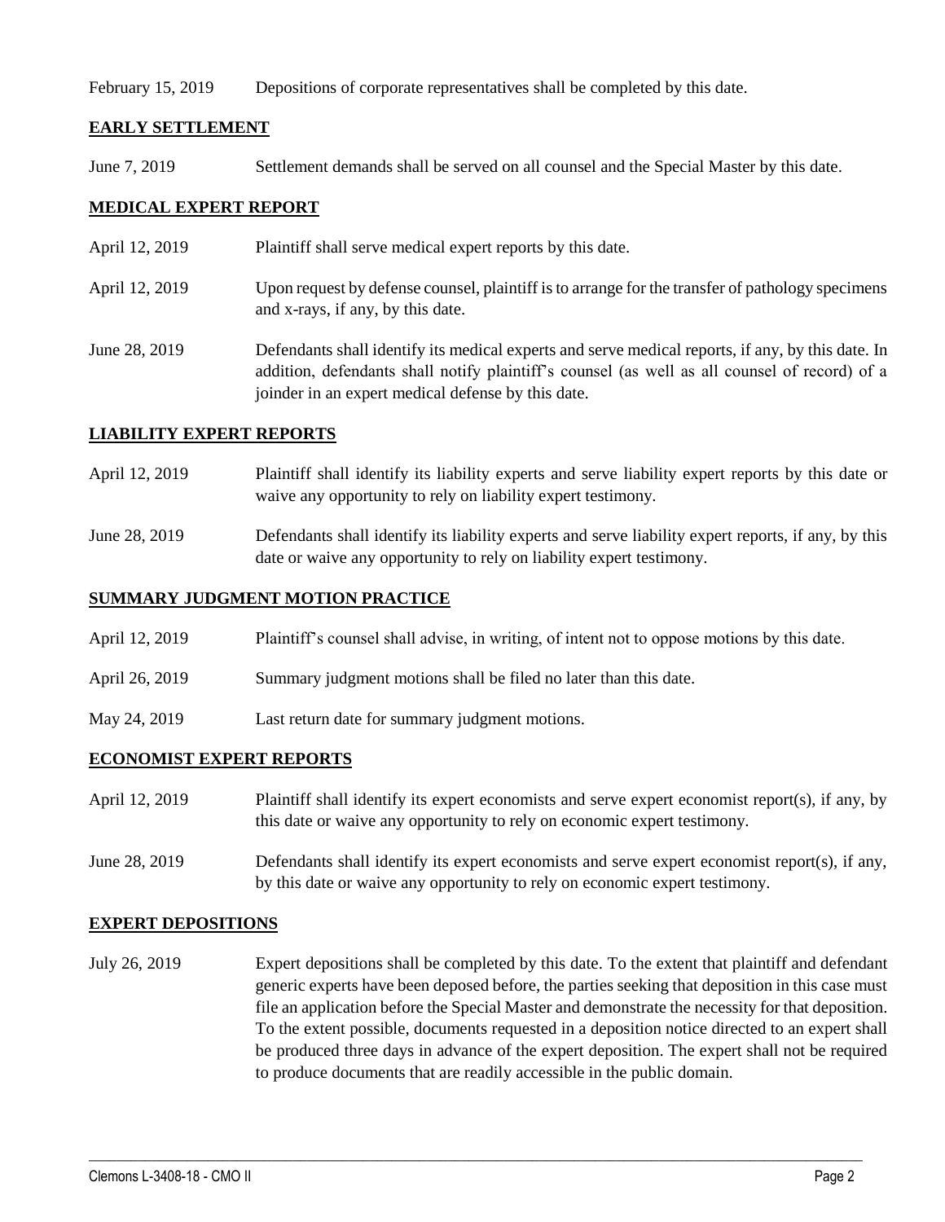February 15, 2019 Depositions of corporate representatives shall be completed by this date.

## EARLY SETTLEMENT

June 7, 2019 Settlement demands shall be served on all counsel and the Special Master by this date.

## MEDICAL EXPERT REPORT

April 12, 2019 Plaintiff shall serve medical expert reports by this date.

April 12, 2019 Upon request by defense counsel, plaintiff is to arrange for the transfer of pathology specimens and x-rays, if any, by this date.

June 28, 2019 Defendants shall identify its medical experts and serve medical reports, if any, by this date. In addition, defendants shall notify plaintiff's counsel (as well as all counsel of record) of a joinder in an expert medical defense by this date.

## LIABILITY EXPERT REPORTS

April 12, 2019 Plaintiff shall identify its liability experts and serve liability expert reports by this date or waive any opportunity to rely on liability expert testimony.

June 28, 2019 Defendants shall identify its liability experts and serve liability expert reports, if any, by this date or waive any opportunity to rely on liability expert testimony.

## SUMMARY JUDGMENT MOTION PRACTICE

April 12, 2019 Plaintiff's counsel shall advise, in writing, of intent not to oppose motions by this date.

April 26, 2019 Summary judgment motions shall be filed no later than this date.

May 24, 2019 Last return date for summary judgment motions.

## ECONOMIST EXPERT REPORTS

April 12, 2019 Plaintiff shall identify its expert economists and serve expert economist report(s), if any, by this date or waive any opportunity to rely on economic expert testimony.

June 28, 2019 Defendants shall identify its expert economists and serve expert economist report(s), if any, by this date or waive any opportunity to rely on economic expert testimony.

## EXPERT DEPOSITIONS

July 26, 2019 Expert depositions shall be completed by this date. To the extent that plaintiff and defendant generic experts have been deposed before, the parties seeking that deposition in this case must file an application before the Special Master and demonstrate the necessity for that deposition. To the extent possible, documents requested in a deposition notice directed to an expert shall be produced three days in advance of the expert deposition. The expert shall not be required to produce documents that are readily accessible in the public domain.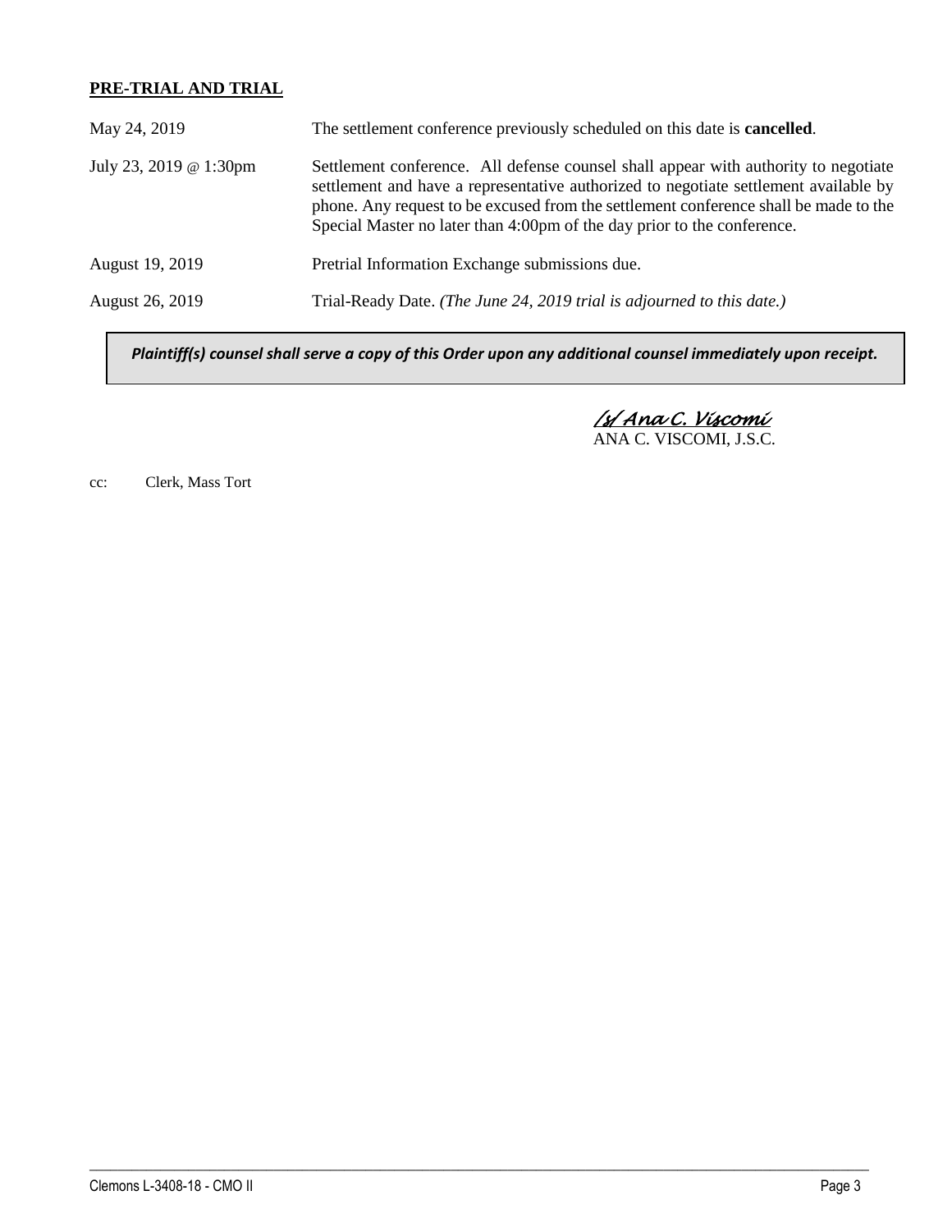**PRE-TRIAL AND TRIAL**

| | |
|---|---|
| May 24, 2019 | The settlement conference previously scheduled on this date is **cancelled**. |
| July 23, 2019 @ 1:30pm | Settlement conference. All defense counsel shall appear with authority to negotiate settlement and have a representative authorized to negotiate settlement available by phone. Any request to be excused from the settlement conference shall be made to the Special Master no later than 4:00pm of the day prior to the conference. |
| August 19, 2019 | Pretrial Information Exchange submissions due. |
| August 26, 2019 | Trial-Ready Date. *(The June 24, 2019 trial is adjourned to this date.)* |

***Plaintiff(s) counsel shall serve a copy of this Order upon any additional counsel immediately upon receipt.***

/s/ Ana C. Viscomi
ANA C. VISCOMI, J.S.C.

cc: Clerk, Mass Tort